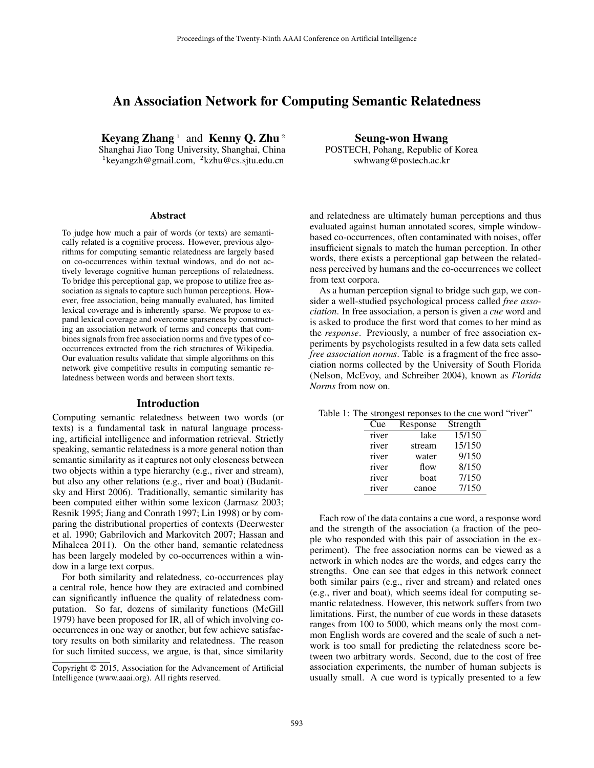# An Association Network for Computing Semantic Relatedness

**Keyang Zhang** [1] and **Kenny Q. Zhu** [2]
Shanghai Jiao Tong University, Shanghai, China
[1]keyangzh@gmail.com, [2]kzhu@cs.sjtu.edu.cn

**Seung-won Hwang**
POSTECH, Pohang, Republic of Korea
swhwang@postech.ac.kr

### Abstract

To judge how much a pair of words (or texts) are semantically related is a cognitive process. However, previous algorithms for computing semantic relatedness are largely based on co-occurrences within textual windows, and do not actively leverage cognitive human perceptions of relatedness. To bridge this perceptional gap, we propose to utilize free association as signals to capture such human perceptions. However, free association, being manually evaluated, has limited lexical coverage and is inherently sparse. We propose to expand lexical coverage and overcome sparseness by constructing an association network of terms and concepts that combines signals from free association norms and five types of co-occurrences extracted from the rich structures of Wikipedia. Our evaluation results validate that simple algorithms on this network give competitive results in computing semantic relatedness between words and between short texts.

## Introduction

Computing semantic relatedness between two words (or texts) is a fundamental task in natural language processing, artificial intelligence and information retrieval. Strictly speaking, semantic relatedness is a more general notion than semantic similarity as it captures not only closeness between two objects within a type hierarchy (e.g., river and stream), but also any other relations (e.g., river and boat) (Budanitsky and Hirst 2006). Traditionally, semantic similarity has been computed either within some lexicon (Jarmasz 2003; Resnik 1995; Jiang and Conrath 1997; Lin 1998) or by comparing the distributional properties of contexts (Deerwester et al. 1990; Gabrilovich and Markovitch 2007; Hassan and Mihalcea 2011). On the other hand, semantic relatedness has been largely modeled by co-occurrences within a window in a large text corpus.

For both similarity and relatedness, co-occurrences play a central role, hence how they are extracted and combined can significantly influence the quality of relatedness computation. So far, dozens of similarity functions (McGill 1979) have been proposed for IR, all of which involving co-occurrences in one way or another, but few achieve satisfactory results on both similarity and relatedness. The reason for such limited success, we argue, is that, since similarity and relatedness are ultimately human perceptions and thus evaluated against human annotated scores, simple window-based co-occurrences, often contaminated with noises, offer insufficient signals to match the human perception. In other words, there exists a perceptional gap between the relatedness perceived by humans and the co-occurrences we collect from text corpora.

As a human perception signal to bridge such gap, we consider a well-studied psychological process called *free association*. In free association, a person is given a *cue* word and is asked to produce the first word that comes to her mind as the *response*. Previously, a number of free association experiments by psychologists resulted in a few data sets called *free association norms*. Table is a fragment of the free association norms collected by the University of South Florida (Nelson, McEvoy, and Schreiber 2004), known as *Florida Norms* from now on.

Table 1: The strongest reponses to the cue word "river"

| Cue | Response | Strength |
|---|---|---|
| river | lake | 15/150 |
| river | stream | 15/150 |
| river | water | 9/150 |
| river | flow | 8/150 |
| river | boat | 7/150 |
| river | canoe | 7/150 |

Each row of the data contains a cue word, a response word and the strength of the association (a fraction of the people who responded with this pair of association in the experiment). The free association norms can be viewed as a network in which nodes are the words, and edges carry the strengths. One can see that edges in this network connect both similar pairs (e.g., river and stream) and related ones (e.g., river and boat), which seems ideal for computing semantic relatedness. However, this network suffers from two limitations. First, the number of cue words in these datasets ranges from 100 to 5000, which means only the most common English words are covered and the scale of such a network is too small for predicting the relatedness score between two arbitrary words. Second, due to the cost of free association experiments, the number of human subjects is usually small. A cue word is typically presented to a few

Copyright © 2015, Association for the Advancement of Artificial Intelligence (www.aaai.org). All rights reserved.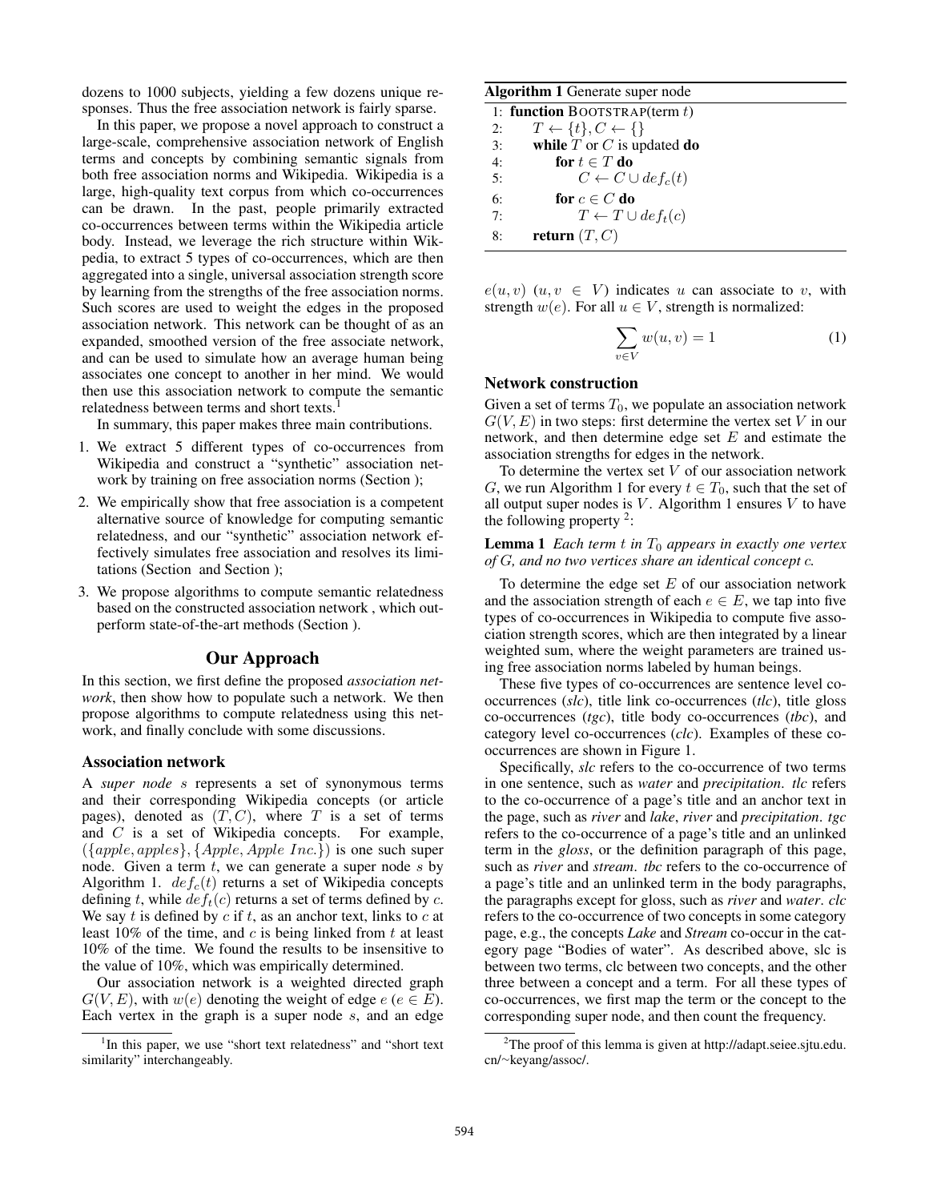dozens to 1000 subjects, yielding a few dozens unique responses. Thus the free association network is fairly sparse.

In this paper, we propose a novel approach to construct a large-scale, comprehensive association network of English terms and concepts by combining semantic signals from both free association norms and Wikipedia. Wikipedia is a large, high-quality text corpus from which co-occurrences can be drawn. In the past, people primarily extracted co-occurrences between terms within the Wikipedia article body. Instead, we leverage the rich structure within Wikipedia, to extract 5 types of co-occurrences, which are then aggregated into a single, universal association strength score by learning from the strengths of the free association norms. Such scores are used to weight the edges in the proposed association network. This network can be thought of as an expanded, smoothed version of the free associate network, and can be used to simulate how an average human being associates one concept to another in her mind. We would then use this association network to compute the semantic relatedness between terms and short texts.[1]

In summary, this paper makes three main contributions.

1. We extract 5 different types of co-occurrences from Wikipedia and construct a "synthetic" association network by training on free association norms (Section );
2. We empirically show that free association is a competent alternative source of knowledge for computing semantic relatedness, and our "synthetic" association network effectively simulates free association and resolves its limitations (Section and Section );
3. We propose algorithms to compute semantic relatedness based on the constructed association network , which outperform state-of-the-art methods (Section ).

## Our Approach

In this section, we first define the proposed *association network*, then show how to populate such a network. We then propose algorithms to compute relatedness using this network, and finally conclude with some discussions.

### Association network

A *super node* $s$ represents a set of synonymous terms and their corresponding Wikipedia concepts (or article pages), denoted as $(T, C)$, where $T$ is a set of terms and $C$ is a set of Wikipedia concepts. For example, $(\{apple, apples\}, \{Apple, Apple\ Inc.\})$ is one such super node. Given a term $t$, we can generate a super node $s$ by Algorithm 1. $def_c(t)$ returns a set of Wikipedia concepts defining $t$, while $def_t(c)$ returns a set of terms defined by $c$. We say $t$ is defined by $c$ if $t$, as an anchor text, links to $c$ at least 10% of the time, and $c$ is being linked from $t$ at least 10% of the time. We found the results to be insensitive to the value of 10%, which was empirically determined.

Our association network is a weighted directed graph $G(V, E)$, with $w(e)$ denoting the weight of edge $e$ ($e \in E$). Each vertex in the graph is a super node $s$, and an edge $e(u, v)$ ($u, v \in V$) indicates $u$ can associate to $v$, with strength $w(e)$. For all $u \in V$, strength is normalized:

$$\sum_{v \in V} w(u, v) = 1 \tag{1}$$

**Algorithm 1** Generate super node

```
1: function BOOTSTRAP(term t)
2:     T ← {t}, C ← {}
3:     while T or C is updated do
4:         for t ∈ T do
5:             C ← C ∪ def_c(t)
6:         for c ∈ C do
7:             T ← T ∪ def_t(c)
8:     return (T, C)
```

### Network construction

Given a set of terms $T_0$, we populate an association network $G(V, E)$ in two steps: first determine the vertex set $V$ in our network, and then determine edge set $E$ and estimate the association strengths for edges in the network.

To determine the vertex set $V$ of our association network $G$, we run Algorithm 1 for every $t \in T_0$, such that the set of all output super nodes is $V$. Algorithm 1 ensures $V$ to have the following property [2]:

**Lemma 1** *Each term $t$ in $T_0$ appears in exactly one vertex of $G$, and no two vertices share an identical concept $c$.*

To determine the edge set $E$ of our association network and the association strength of each $e \in E$, we tap into five types of co-occurrences in Wikipedia to compute five association strength scores, which are then integrated by a linear weighted sum, where the weight parameters are trained using free association norms labeled by human beings.

These five types of co-occurrences are sentence level co-occurrences (*slc*), title link co-occurrences (*tlc*), title gloss co-occurrences (*tgc*), title body co-occurrences (*tbc*), and category level co-occurrences (*clc*). Examples of these co-occurrences are shown in Figure 1.

Specifically, *slc* refers to the co-occurrence of two terms in one sentence, such as *water* and *precipitation*. *tlc* refers to the co-occurrence of a page's title and an anchor text in the page, such as ***river*** and ***lake***, ***river*** and ***precipitation***. *tgc* refers to the co-occurrence of a page's title and an unlinked term in the *gloss*, or the definition paragraph of this page, such as ***river*** and ***stream***. *tbc* refers to the co-occurrence of a page's title and an unlinked term in the body paragraphs, the paragraphs except for gloss, such as ***river*** and ***water***. *clc* refers to the co-occurrence of two concepts in some category page, e.g., the concepts ***Lake*** and ***Stream*** co-occur in the category page "Bodies of water". As described above, slc is between two terms, clc between two concepts, and the other three between a concept and a term. For all these types of co-occurrences, we first map the term or the concept to the corresponding super node, and then count the frequency.

[1] In this paper, we use "short text relatedness" and "short text similarity" interchangeably.

[2] The proof of this lemma is given at http://adapt.seiee.sjtu.edu.cn/~keyang/assoc/.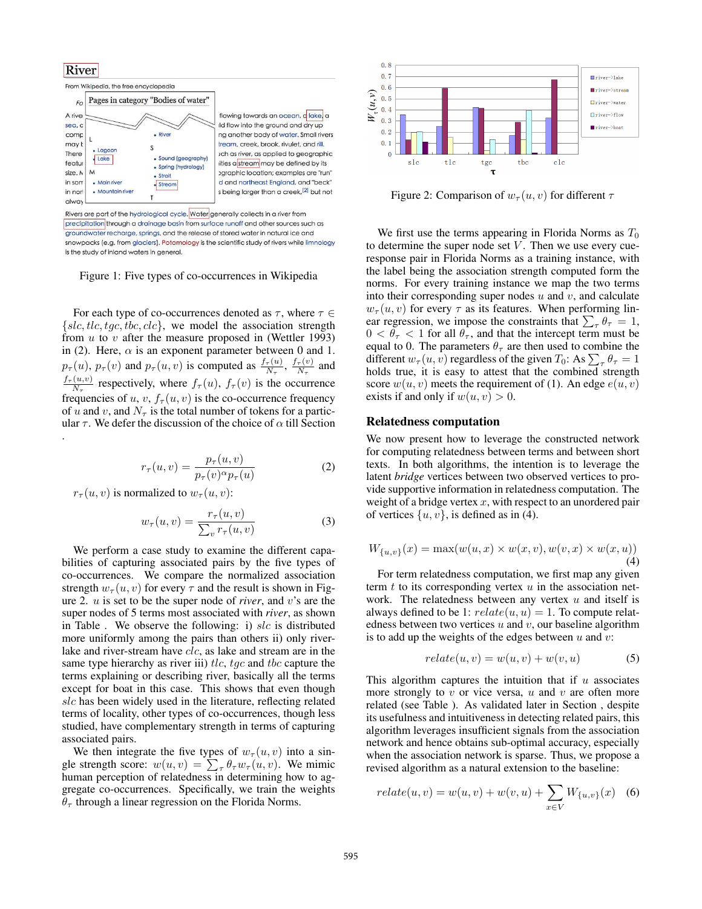Figure 1: Five types of co-occurrences in Wikipedia

For each type of co-occurrences denoted as $\tau$, where $\tau \in \{slc, tlc, tgc, tbc, clc\}$, we model the association strength from $u$ to $v$ after the measure proposed in (Wettler 1993) in (2). Here, $\alpha$ is an exponent parameter between 0 and 1. $p_\tau(u)$, $p_\tau(v)$ and $p_\tau(u,v)$ is computed as $\frac{f_\tau(u)}{N_\tau}$, $\frac{f_\tau(v)}{N_\tau}$ and $\frac{f_\tau(u,v)}{N_\tau}$ respectively, where $f_\tau(u)$, $f_\tau(v)$ is the occurrence frequencies of $u$, $v$, $f_\tau(u,v)$ is the co-occurrence frequency of $u$ and $v$, and $N_\tau$ is the total number of tokens for a particular $\tau$. We defer the discussion of the choice of $\alpha$ till Section .

$$r_\tau(u,v) = \frac{p_\tau(u,v)}{p_\tau(v)^\alpha p_\tau(u)} \quad (2)$$

$r_\tau(u,v)$ is normalized to $w_\tau(u,v)$:

$$w_\tau(u,v) = \frac{r_\tau(u,v)}{\sum_v r_\tau(u,v)} \quad (3)$$

We perform a case study to examine the different capabilities of capturing associated pairs by the five types of co-occurrences. We compare the normalized association strength $w_\tau(u,v)$ for every $\tau$ and the result is shown in Figure 2. $u$ is set to be the super node of *river*, and $v$'s are the super nodes of 5 terms most associated with *river*, as shown in Table . We observe the following: i) $slc$ is distributed more uniformly among the pairs than others ii) only river-lake and river-stream have $clc$, as lake and stream are in the same type hierarchy as river iii) $tlc$, $tgc$ and $tbc$ capture the terms explaining or describing river, basically all the terms except for boat in this case. This shows that even though $slc$ has been widely used in the literature, reflecting related terms of locality, other types of co-occurrences, though less studied, have complementary strength in terms of capturing associated pairs.

We then integrate the five types of $w_\tau(u,v)$ into a single strength score: $w(u,v) = \sum_\tau \theta_\tau w_\tau(u,v)$. We mimic human perception of relatedness in determining how to aggregate co-occurrences. Specifically, we train the weights $\theta_\tau$ through a linear regression on the Florida Norms.

Figure 2: Comparison of $w_\tau(u,v)$ for different $\tau$

We first use the terms appearing in Florida Norms as $T_0$ to determine the super node set $V$. Then we use every cue-response pair in Florida Norms as a training instance, with the label being the association strength computed form the norms. For every training instance we map the two terms into their corresponding super nodes $u$ and $v$, and calculate $w_\tau(u,v)$ for every $\tau$ as its features. When performing linear regression, we impose the constraints that $\sum_\tau \theta_\tau = 1$, $0 < \theta_\tau < 1$ for all $\theta_\tau$, and that the intercept term must be equal to 0. The parameters $\theta_\tau$ are then used to combine the different $w_\tau(u,v)$ regardless of the given $T_0$: As $\sum_\tau \theta_\tau = 1$ holds true, it is easy to attest that the combined strength score $w(u,v)$ meets the requirement of (1). An edge $e(u,v)$ exists if and only if $w(u,v) > 0$.

## Relatedness computation

We now present how to leverage the constructed network for computing relatedness between terms and between short texts. In both algorithms, the intention is to leverage the latent *bridge* vertices between two observed vertices to provide supportive information in relatedness computation. The weight of a bridge vertex $x$, with respect to an unordered pair of vertices $\{u,v\}$, is defined as in (4).

$$W_{\{u,v\}}(x) = \max(w(u,x) \times w(x,v), w(v,x) \times w(x,u)) \quad (4)$$

For term relatedness computation, we first map any given term $t$ to its corresponding vertex $u$ in the association network. The relatedness between any vertex $u$ and itself is always defined to be 1: $relate(u,u) = 1$. To compute relatedness between two vertices $u$ and $v$, our baseline algorithm is to add up the weights of the edges between $u$ and $v$:

$$relate(u,v) = w(u,v) + w(v,u) \quad (5)$$

This algorithm captures the intuition that if $u$ associates more strongly to $v$ or vice versa, $u$ and $v$ are often more related (see Table ). As validated later in Section , despite its usefulness and intuitiveness in detecting related pairs, this algorithm leverages insufficient signals from the association network and hence obtains sub-optimal accuracy, especially when the association network is sparse. Thus, we propose a revised algorithm as a natural extension to the baseline:

$$relate(u,v) = w(u,v) + w(v,u) + \sum_{x \in V} W_{\{u,v\}}(x) \quad (6)$$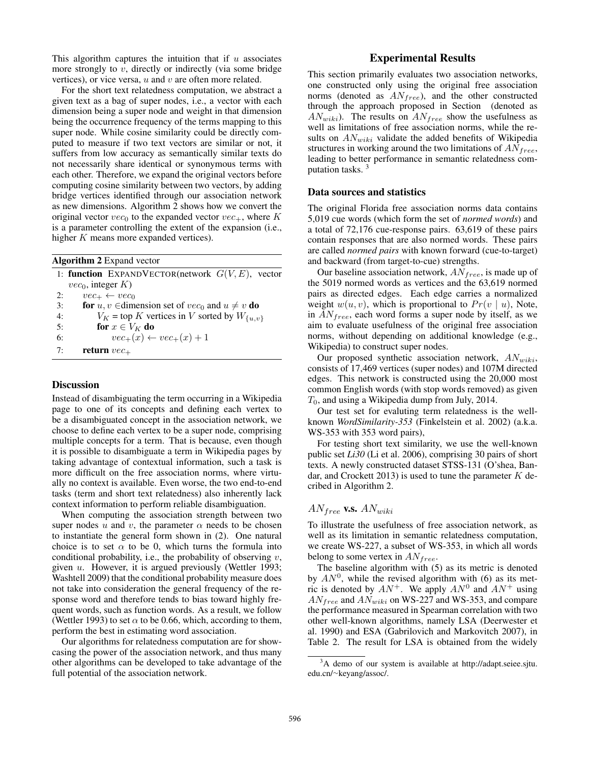This algorithm captures the intuition that if $u$ associates more strongly to $v$, directly or indirectly (via some bridge vertices), or vice versa, $u$ and $v$ are often more related.

For the short text relatedness computation, we abstract a given text as a bag of super nodes, i.e., a vector with each dimension being a super node and weight in that dimension being the occurrence frequency of the terms mapping to this super node. While cosine similarity could be directly computed to measure if two text vectors are similar or not, it suffers from low accuracy as semantically similar texts do not necessarily share identical or synonymous terms with each other. Therefore, we expand the original vectors before computing cosine similarity between two vectors, by adding bridge vertices identified through our association network as new dimensions. Algorithm 2 shows how we convert the original vector $vec_0$ to the expanded vector $vec_+$, where $K$ is a parameter controlling the extent of the expansion (i.e., higher $K$ means more expanded vertices).

**Algorithm 2** Expand vector

```
1: function EXPANDVECTOR(network G(V,E), vector vec_0, integer K)
2:     vec_+ ← vec_0
3:     for u, v ∈dimension set of vec_0 and u ≠ v do
4:         V_K = top K vertices in V sorted by W_{u,v}
5:         for x ∈ V_K do
6:             vec_+(x) ← vec_+(x) + 1
7:     return vec_+
```

## Discussion

Instead of disambiguating the term occurring in a Wikipedia page to one of its concepts and defining each vertex to be a disambiguated concept in the association network, we choose to define each vertex to be a super node, comprising multiple concepts for a term. That is because, even though it is possible to disambiguate a term in Wikipedia pages by taking advantage of contextual information, such a task is more difficult on the free association norms, where virtually no context is available. Even worse, the two end-to-end tasks (term and short text relatedness) also inherently lack context information to perform reliable disambiguation.

When computing the association strength between two super nodes $u$ and $v$, the parameter $\alpha$ needs to be chosen to instantiate the general form shown in (2). One natural choice is to set $\alpha$ to be 0, which turns the formula into conditional probability, i.e., the probability of observing $v$, given $u$. However, it is argued previously (Wettler 1993; Washtell 2009) that the conditional probability measure does not take into consideration the general frequency of the response word and therefore tends to bias toward highly frequent words, such as function words. As a result, we follow (Wettler 1993) to set $\alpha$ to be 0.66, which, according to them, perform the best in estimating word association.

Our algorithms for relatedness computation are for showcasing the power of the association network, and thus many other algorithms can be developed to take advantage of the full potential of the association network.

# Experimental Results

This section primarily evaluates two association networks, one constructed only using the original free association norms (denoted as $AN_{free}$), and the other constructed through the approach proposed in Section (denoted as $AN_{wiki}$). The results on $AN_{free}$ show the usefulness as well as limitations of free association norms, while the results on $AN_{wiki}$ validate the added benefits of Wikipedia structures in working around the two limitations of $AN_{free}$, leading to better performance in semantic relatedness computation tasks. [3]

## Data sources and statistics

The original Florida free association norms data contains 5,019 cue words (which form the set of *normed words*) and a total of 72,176 cue-response pairs. 63,619 of these pairs contain responses that are also normed words. These pairs are called *normed pairs* with known forward (cue-to-target) and backward (from target-to-cue) strengths.

Our baseline association network, $AN_{free}$, is made up of the 5019 normed words as vertices and the 63,619 normed pairs as directed edges. Each edge carries a normalized weight $w(u, v)$, which is proportional to $Pr(v \mid u)$, Note, in $AN_{free}$, each word forms a super node by itself, as we aim to evaluate usefulness of the original free association norms, without depending on additional knowledge (e.g., Wikipedia) to construct super nodes.

Our proposed synthetic association network, $AN_{wiki}$, consists of 17,469 vertices (super nodes) and 107M directed edges. This network is constructed using the 20,000 most common English words (with stop words removed) as given $T_0$, and using a Wikipedia dump from July, 2014.

Our test set for evaluting term relatedness is the well-known *WordSimilarity-353* (Finkelstein et al. 2002) (a.k.a. WS-353 with 353 word pairs),

For testing short text similarity, we use the well-known public set *Li30* (Li et al. 2006), comprising 30 pairs of short texts. A newly constructed dataset STSS-131 (O'shea, Bandar, and Crockett 2013) is used to tune the parameter $K$ decribed in Algorithm 2.

## $AN_{free}$ v.s. $AN_{wiki}$

To illustrate the usefulness of free association network, as well as its limitation in semantic relatedness computation, we create WS-227, a subset of WS-353, in which all words belong to some vertex in $AN_{free}$.

The baseline algorithm with (5) as its metric is denoted by $AN^0$, while the revised algorithm with (6) as its metric is denoted by $AN^+$. We apply $AN^0$ and $AN^+$ using $AN_{free}$ and $AN_{wiki}$ on WS-227 and WS-353, and compare the performance measured in Spearman correlation with two other well-known algorithms, namely LSA (Deerwester et al. 1990) and ESA (Gabrilovich and Markovitch 2007), in Table 2. The result for LSA is obtained from the widely

[3] A demo of our system is available at http://adapt.seiee.sjtu.edu.cn/~keyang/assoc/.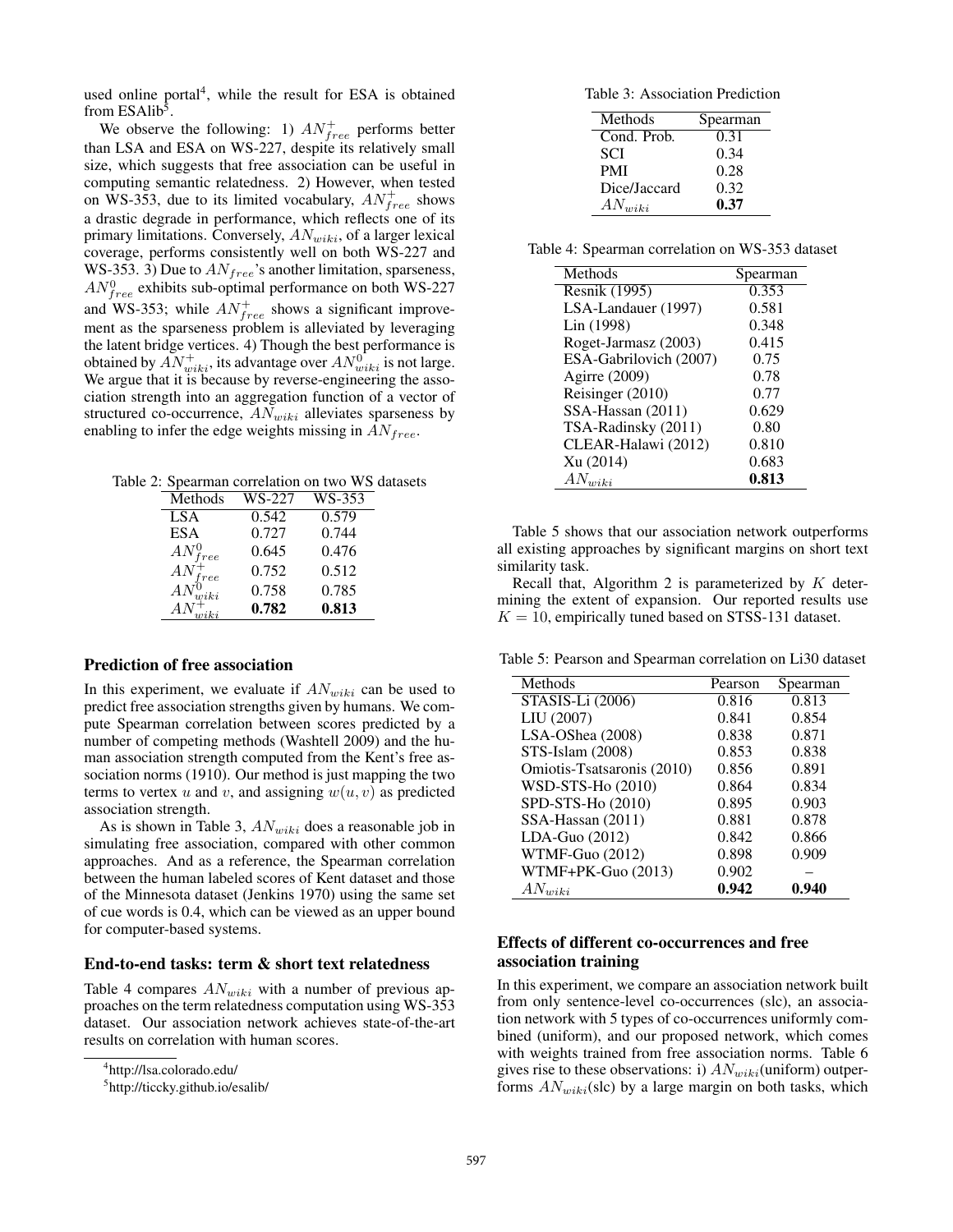used online portal[4], while the result for ESA is obtained from ESAlib[5].

We observe the following: 1) $AN^{+}_{free}$ performs better than LSA and ESA on WS-227, despite its relatively small size, which suggests that free association can be useful in computing semantic relatedness. 2) However, when tested on WS-353, due to its limited vocabulary, $AN^{+}_{free}$ shows a drastic degrade in performance, which reflects one of its primary limitations. Conversely, $AN_{wiki}$, of a larger lexical coverage, performs consistently well on both WS-227 and WS-353. 3) Due to $AN_{free}$'s another limitation, sparseness, $AN^{0}_{free}$ exhibits sub-optimal performance on both WS-227 and WS-353; while $AN^{+}_{free}$ shows a significant improvement as the sparseness problem is alleviated by leveraging the latent bridge vertices. 4) Though the best performance is obtained by $AN^{+}_{wiki}$, its advantage over $AN^{0}_{wiki}$ is not large. We argue that it is because by reverse-engineering the association strength into an aggregation function of a vector of structured co-occurrence, $AN_{wiki}$ alleviates sparseness by enabling to infer the edge weights missing in $AN_{free}$.

Table 2: Spearman correlation on two WS datasets

| Methods | WS-227 | WS-353 |
|---|---|---|
| LSA | 0.542 | 0.579 |
| ESA | 0.727 | 0.744 |
| $AN^{0}_{free}$ | 0.645 | 0.476 |
| $AN^{+}_{free}$ | 0.752 | 0.512 |
| $AN^{0}_{wiki}$ | 0.758 | 0.785 |
| $AN^{+}_{wiki}$ | **0.782** | **0.813** |

### Prediction of free association

In this experiment, we evaluate if $AN_{wiki}$ can be used to predict free association strengths given by humans. We compute Spearman correlation between scores predicted by a number of competing methods (Washtell 2009) and the human association strength computed from the Kent's free association norms (1910). Our method is just mapping the two terms to vertex $u$ and $v$, and assigning $w(u, v)$ as predicted association strength.

As is shown in Table 3, $AN_{wiki}$ does a reasonable job in simulating free association, compared with other common approaches. And as a reference, the Spearman correlation between the human labeled scores of Kent dataset and those of the Minnesota dataset (Jenkins 1970) using the same set of cue words is 0.4, which can be viewed as an upper bound for computer-based systems.

### End-to-end tasks: term & short text relatedness

Table 4 compares $AN_{wiki}$ with a number of previous approaches on the term relatedness computation using WS-353 dataset. Our association network achieves state-of-the-art results on correlation with human scores.

[4] http://lsa.colorado.edu/

[5] http://ticcky.github.io/esalib/

Table 3: Association Prediction

| Methods | Spearman |
|---|---|
| Cond. Prob. | 0.31 |
| SCI | 0.34 |
| PMI | 0.28 |
| Dice/Jaccard | 0.32 |
| $AN_{wiki}$ | **0.37** |

Table 4: Spearman correlation on WS-353 dataset

| Methods | Spearman |
|---|---|
| Resnik (1995) | 0.353 |
| LSA-Landauer (1997) | 0.581 |
| Lin (1998) | 0.348 |
| Roget-Jarmasz (2003) | 0.415 |
| ESA-Gabrilovich (2007) | 0.75 |
| Agirre (2009) | 0.78 |
| Reisinger (2010) | 0.77 |
| SSA-Hassan (2011) | 0.629 |
| TSA-Radinsky (2011) | 0.80 |
| CLEAR-Halawi (2012) | 0.810 |
| Xu (2014) | 0.683 |
| $AN_{wiki}$ | **0.813** |

Table 5 shows that our association network outperforms all existing approaches by significant margins on short text similarity task.

Recall that, Algorithm 2 is parameterized by $K$ determining the extent of expansion. Our reported results use $K = 10$, empirically tuned based on STSS-131 dataset.

Table 5: Pearson and Spearman correlation on Li30 dataset

| Methods | Pearson | Spearman |
|---|---|---|
| STASIS-Li (2006) | 0.816 | 0.813 |
| LIU (2007) | 0.841 | 0.854 |
| LSA-OShea (2008) | 0.838 | 0.871 |
| STS-Islam (2008) | 0.853 | 0.838 |
| Omiotis-Tsatsaronis (2010) | 0.856 | 0.891 |
| WSD-STS-Ho (2010) | 0.864 | 0.834 |
| SPD-STS-Ho (2010) | 0.895 | 0.903 |
| SSA-Hassan (2011) | 0.881 | 0.878 |
| LDA-Guo (2012) | 0.842 | 0.866 |
| WTMF-Guo (2012) | 0.898 | 0.909 |
| WTMF+PK-Guo (2013) | 0.902 | – |
| $AN_{wiki}$ | **0.942** | **0.940** |

### Effects of different co-occurrences and free association training

In this experiment, we compare an association network built from only sentence-level co-occurrences (slc), an association network with 5 types of co-occurrences uniformly combined (uniform), and our proposed network, which comes with weights trained from free association norms. Table 6 gives rise to these observations: i) $AN_{wiki}$(uniform) outperforms $AN_{wiki}$(slc) by a large margin on both tasks, which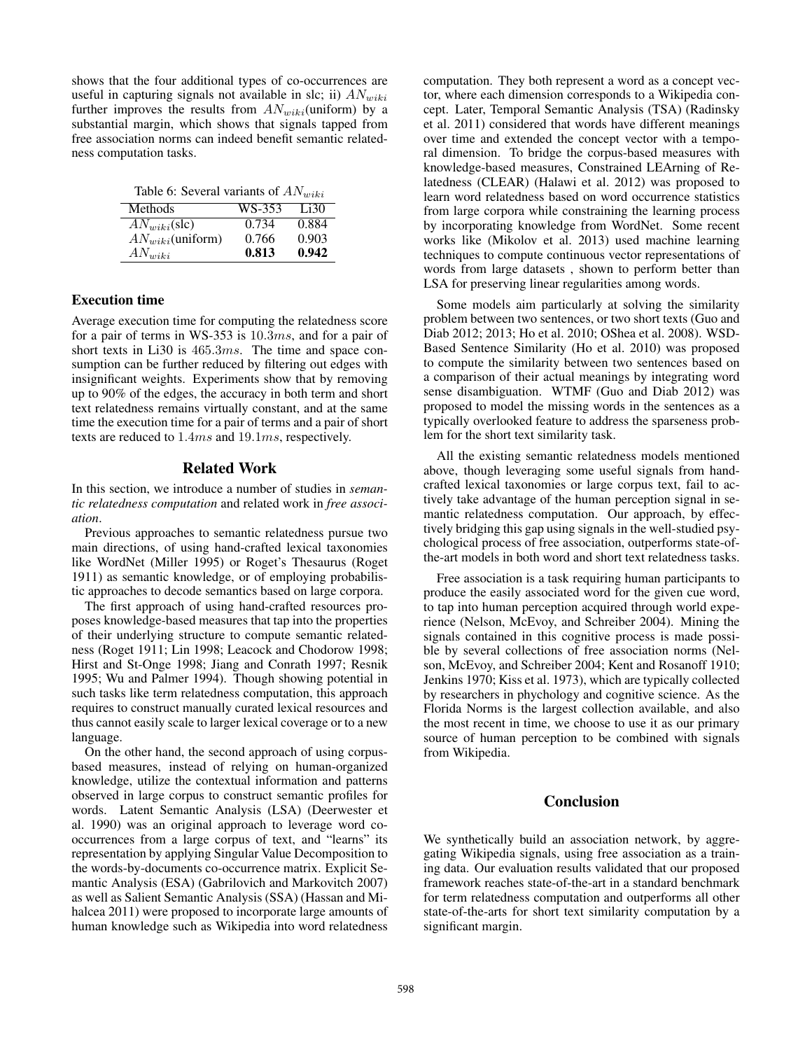shows that the four additional types of co-occurrences are useful in capturing signals not available in slc; ii) $AN_{wiki}$ further improves the results from $AN_{wiki}$(uniform) by a substantial margin, which shows that signals tapped from free association norms can indeed benefit semantic relatedness computation tasks.

Table 6: Several variants of $AN_{wiki}$

| Methods | WS-353 | Li30 |
|---|---|---|
| $AN_{wiki}$(slc) | 0.734 | 0.884 |
| $AN_{wiki}$(uniform) | 0.766 | 0.903 |
| $AN_{wiki}$ | **0.813** | **0.942** |

### Execution time

Average execution time for computing the relatedness score for a pair of terms in WS-353 is $10.3ms$, and for a pair of short texts in Li30 is $465.3ms$. The time and space consumption can be further reduced by filtering out edges with insignificant weights. Experiments show that by removing up to 90% of the edges, the accuracy in both term and short text relatedness remains virtually constant, and at the same time the execution time for a pair of terms and a pair of short texts are reduced to $1.4ms$ and $19.1ms$, respectively.

## Related Work

In this section, we introduce a number of studies in *semantic relatedness computation* and related work in *free association*.

Previous approaches to semantic relatedness pursue two main directions, of using hand-crafted lexical taxonomies like WordNet (Miller 1995) or Roget's Thesaurus (Roget 1911) as semantic knowledge, or of employing probabilistic approaches to decode semantics based on large corpora.

The first approach of using hand-crafted resources proposes knowledge-based measures that tap into the properties of their underlying structure to compute semantic relatedness (Roget 1911; Lin 1998; Leacock and Chodorow 1998; Hirst and St-Onge 1998; Jiang and Conrath 1997; Resnik 1995; Wu and Palmer 1994). Though showing potential in such tasks like term relatedness computation, this approach requires to construct manually curated lexical resources and thus cannot easily scale to larger lexical coverage or to a new language.

On the other hand, the second approach of using corpus-based measures, instead of relying on human-organized knowledge, utilize the contextual information and patterns observed in large corpus to construct semantic profiles for words. Latent Semantic Analysis (LSA) (Deerwester et al. 1990) was an original approach to leverage word co-occurrences from a large corpus of text, and "learns" its representation by applying Singular Value Decomposition to the words-by-documents co-occurrence matrix. Explicit Semantic Analysis (ESA) (Gabrilovich and Markovitch 2007) as well as Salient Semantic Analysis (SSA) (Hassan and Mihalcea 2011) were proposed to incorporate large amounts of human knowledge such as Wikipedia into word relatedness computation. They both represent a word as a concept vector, where each dimension corresponds to a Wikipedia concept. Later, Temporal Semantic Analysis (TSA) (Radinsky et al. 2011) considered that words have different meanings over time and extended the concept vector with a temporal dimension. To bridge the corpus-based measures with knowledge-based measures, Constrained LEArning of Relatedness (CLEAR) (Halawi et al. 2012) was proposed to learn word relatedness based on word occurrence statistics from large corpora while constraining the learning process by incorporating knowledge from WordNet. Some recent works like (Mikolov et al. 2013) used machine learning techniques to compute continuous vector representations of words from large datasets , shown to perform better than LSA for preserving linear regularities among words.

Some models aim particularly at solving the similarity problem between two sentences, or two short texts (Guo and Diab 2012; 2013; Ho et al. 2010; OShea et al. 2008). WSD-Based Sentence Similarity (Ho et al. 2010) was proposed to compute the similarity between two sentences based on a comparison of their actual meanings by integrating word sense disambiguation. WTMF (Guo and Diab 2012) was proposed to model the missing words in the sentences as a typically overlooked feature to address the sparseness problem for the short text similarity task.

All the existing semantic relatedness models mentioned above, though leveraging some useful signals from hand-crafted lexical taxonomies or large corpus text, fail to actively take advantage of the human perception signal in semantic relatedness computation. Our approach, by effectively bridging this gap using signals in the well-studied psychological process of free association, outperforms state-of-the-art models in both word and short text relatedness tasks.

Free association is a task requiring human participants to produce the easily associated word for the given cue word, to tap into human perception acquired through world experience (Nelson, McEvoy, and Schreiber 2004). Mining the signals contained in this cognitive process is made possible by several collections of free association norms (Nelson, McEvoy, and Schreiber 2004; Kent and Rosanoff 1910; Jenkins 1970; Kiss et al. 1973), which are typically collected by researchers in phychology and cognitive science. As the Florida Norms is the largest collection available, and also the most recent in time, we choose to use it as our primary source of human perception to be combined with signals from Wikipedia.

## Conclusion

We synthetically build an association network, by aggregating Wikipedia signals, using free association as a training data. Our evaluation results validated that our proposed framework reaches state-of-the-art in a standard benchmark for term relatedness computation and outperforms all other state-of-the-arts for short text similarity computation by a significant margin.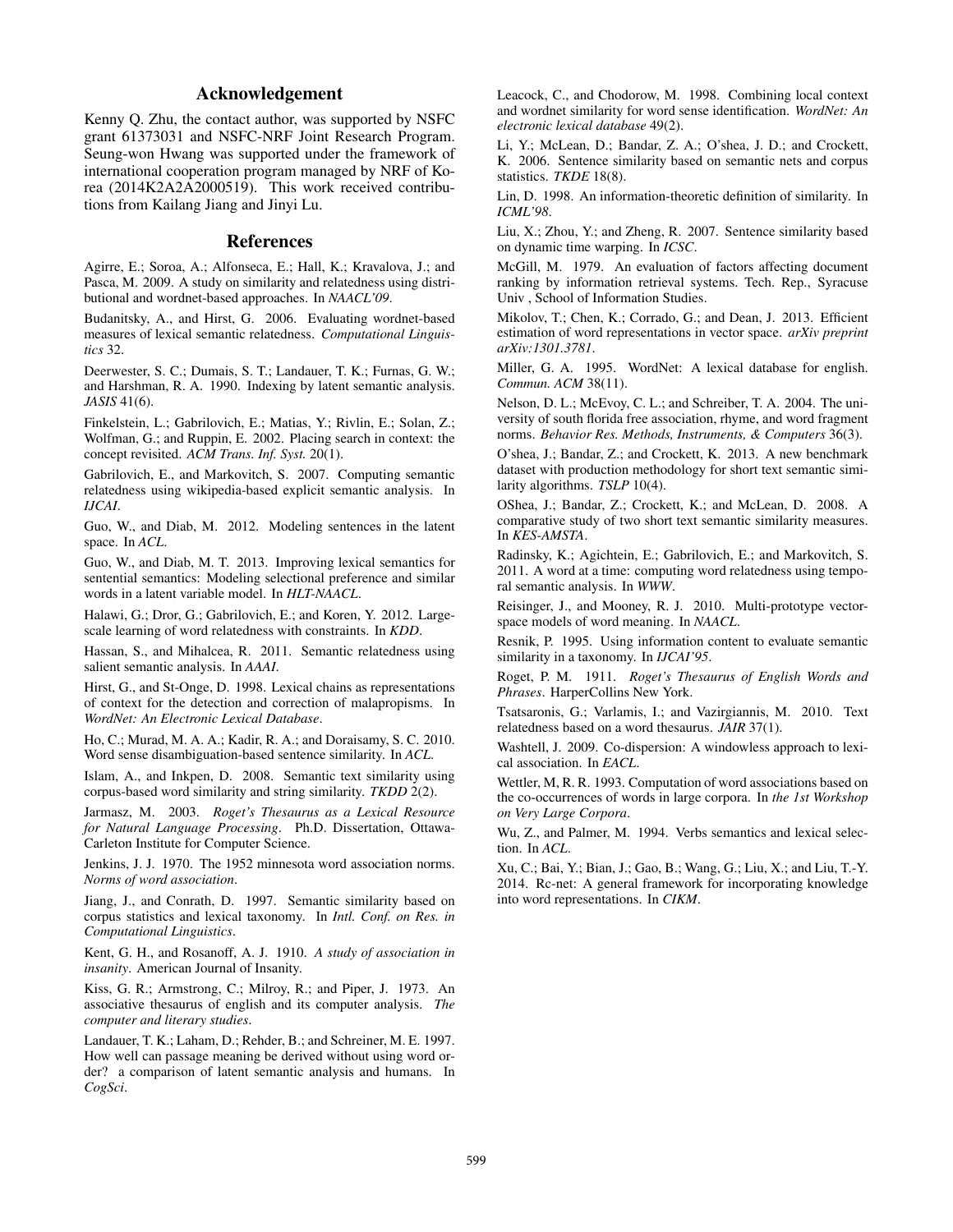## Acknowledgement

Kenny Q. Zhu, the contact author, was supported by NSFC grant 61373031 and NSFC-NRF Joint Research Program. Seung-won Hwang was supported under the framework of international cooperation program managed by NRF of Korea (2014K2A2A2000519). This work received contributions from Kailang Jiang and Jinyi Lu.

## References

Agirre, E.; Soroa, A.; Alfonseca, E.; Hall, K.; Kravalova, J.; and Pasca, M. 2009. A study on similarity and relatedness using distributional and wordnet-based approaches. In *NAACL'09*.

Budanitsky, A., and Hirst, G. 2006. Evaluating wordnet-based measures of lexical semantic relatedness. *Computational Linguistics* 32.

Deerwester, S. C.; Dumais, S. T.; Landauer, T. K.; Furnas, G. W.; and Harshman, R. A. 1990. Indexing by latent semantic analysis. *JASIS* 41(6).

Finkelstein, L.; Gabrilovich, E.; Matias, Y.; Rivlin, E.; Solan, Z.; Wolfman, G.; and Ruppin, E. 2002. Placing search in context: the concept revisited. *ACM Trans. Inf. Syst.* 20(1).

Gabrilovich, E., and Markovitch, S. 2007. Computing semantic relatedness using wikipedia-based explicit semantic analysis. In *IJCAI*.

Guo, W., and Diab, M. 2012. Modeling sentences in the latent space. In *ACL*.

Guo, W., and Diab, M. T. 2013. Improving lexical semantics for sentential semantics: Modeling selectional preference and similar words in a latent variable model. In *HLT-NAACL*.

Halawi, G.; Dror, G.; Gabrilovich, E.; and Koren, Y. 2012. Large-scale learning of word relatedness with constraints. In *KDD*.

Hassan, S., and Mihalcea, R. 2011. Semantic relatedness using salient semantic analysis. In *AAAI*.

Hirst, G., and St-Onge, D. 1998. Lexical chains as representations of context for the detection and correction of malapropisms. In *WordNet: An Electronic Lexical Database*.

Ho, C.; Murad, M. A. A.; Kadir, R. A.; and Doraisamy, S. C. 2010. Word sense disambiguation-based sentence similarity. In *ACL*.

Islam, A., and Inkpen, D. 2008. Semantic text similarity using corpus-based word similarity and string similarity. *TKDD* 2(2).

Jarmasz, M. 2003. *Roget's Thesaurus as a Lexical Resource for Natural Language Processing*. Ph.D. Dissertation, Ottawa-Carleton Institute for Computer Science.

Jenkins, J. J. 1970. The 1952 minnesota word association norms. *Norms of word association*.

Jiang, J., and Conrath, D. 1997. Semantic similarity based on corpus statistics and lexical taxonomy. In *Intl. Conf. on Res. in Computational Linguistics*.

Kent, G. H., and Rosanoff, A. J. 1910. *A study of association in insanity*. American Journal of Insanity.

Kiss, G. R.; Armstrong, C.; Milroy, R.; and Piper, J. 1973. An associative thesaurus of english and its computer analysis. *The computer and literary studies*.

Landauer, T. K.; Laham, D.; Rehder, B.; and Schreiner, M. E. 1997. How well can passage meaning be derived without using word order? a comparison of latent semantic analysis and humans. In *CogSci*.

Leacock, C., and Chodorow, M. 1998. Combining local context and wordnet similarity for word sense identification. *WordNet: An electronic lexical database* 49(2).

Li, Y.; McLean, D.; Bandar, Z. A.; O'shea, J. D.; and Crockett, K. 2006. Sentence similarity based on semantic nets and corpus statistics. *TKDE* 18(8).

Lin, D. 1998. An information-theoretic definition of similarity. In *ICML'98*.

Liu, X.; Zhou, Y.; and Zheng, R. 2007. Sentence similarity based on dynamic time warping. In *ICSC*.

McGill, M. 1979. An evaluation of factors affecting document ranking by information retrieval systems. Tech. Rep., Syracuse Univ , School of Information Studies.

Mikolov, T.; Chen, K.; Corrado, G.; and Dean, J. 2013. Efficient estimation of word representations in vector space. *arXiv preprint arXiv:1301.3781*.

Miller, G. A. 1995. WordNet: A lexical database for english. *Commun. ACM* 38(11).

Nelson, D. L.; McEvoy, C. L.; and Schreiber, T. A. 2004. The university of south florida free association, rhyme, and word fragment norms. *Behavior Res. Methods, Instruments, & Computers* 36(3).

O'shea, J.; Bandar, Z.; and Crockett, K. 2013. A new benchmark dataset with production methodology for short text semantic similarity algorithms. *TSLP* 10(4).

OShea, J.; Bandar, Z.; Crockett, K.; and McLean, D. 2008. A comparative study of two short text semantic similarity measures. In *KES-AMSTA*.

Radinsky, K.; Agichtein, E.; Gabrilovich, E.; and Markovitch, S. 2011. A word at a time: computing word relatedness using temporal semantic analysis. In *WWW*.

Reisinger, J., and Mooney, R. J. 2010. Multi-prototype vector-space models of word meaning. In *NAACL*.

Resnik, P. 1995. Using information content to evaluate semantic similarity in a taxonomy. In *IJCAI'95*.

Roget, P. M. 1911. *Roget's Thesaurus of English Words and Phrases*. HarperCollins New York.

Tsatsaronis, G.; Varlamis, I.; and Vazirgiannis, M. 2010. Text relatedness based on a word thesaurus. *JAIR* 37(1).

Washtell, J. 2009. Co-dispersion: A windowless approach to lexical association. In *EACL*.

Wettler, M, R. R. 1993. Computation of word associations based on the co-occurrences of words in large corpora. In *the 1st Workshop on Very Large Corpora*.

Wu, Z., and Palmer, M. 1994. Verbs semantics and lexical selection. In *ACL*.

Xu, C.; Bai, Y.; Bian, J.; Gao, B.; Wang, G.; Liu, X.; and Liu, T.-Y. 2014. Rc-net: A general framework for incorporating knowledge into word representations. In *CIKM*.